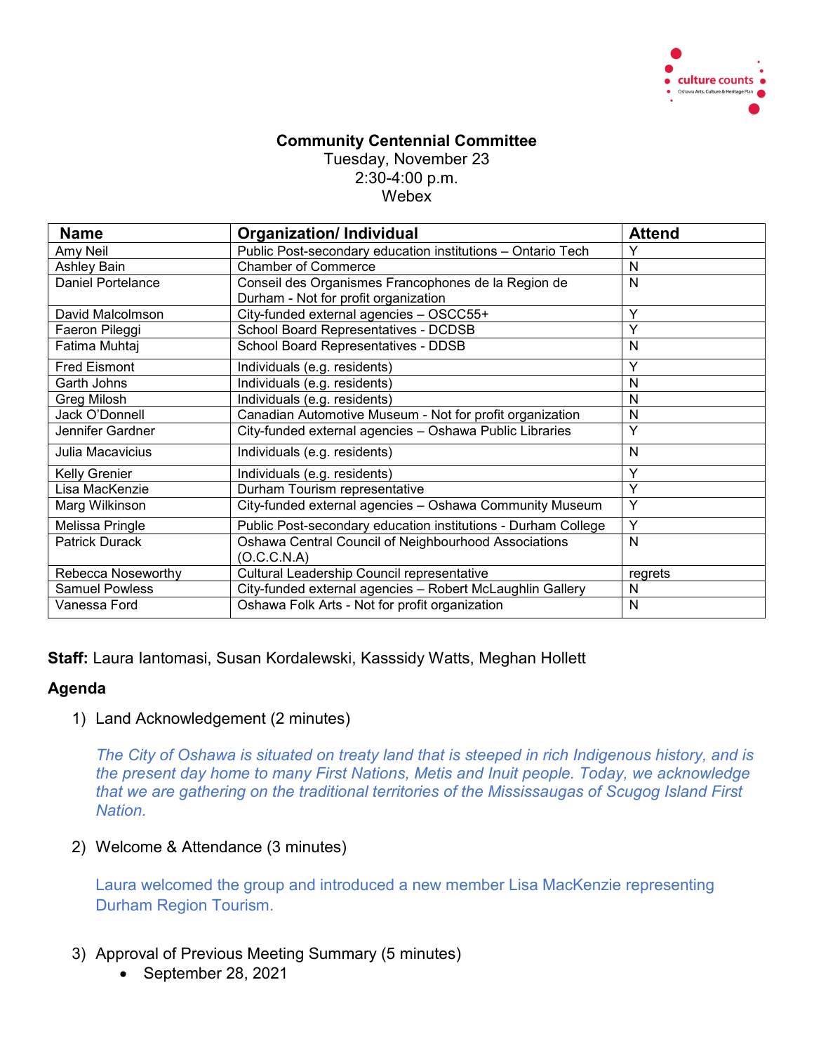culture counts
Oshawa Arts, Culture & Heritage Plan

**Community Centennial Committee**
Tuesday, November 23
2:30-4:00 p.m.
Webex

| Name | Organization/ Individual | Attend |
|---|---|---|
| Amy Neil | Public Post-secondary education institutions – Ontario Tech | Y |
| Ashley Bain | Chamber of Commerce | N |
| Daniel Portelance | Conseil des Organismes Francophones de la Region de Durham - Not for profit organization | N |
| David Malcolmson | City-funded external agencies – OSCC55+ | Y |
| Faeron Pileggi | School Board Representatives - DCDSB | Y |
| Fatima Muhtaj | School Board Representatives - DDSB | N |
| Fred Eismont | Individuals (e.g. residents) | Y |
| Garth Johns | Individuals (e.g. residents) | N |
| Greg Milosh | Individuals (e.g. residents) | N |
| Jack O'Donnell | Canadian Automotive Museum - Not for profit organization | N |
| Jennifer Gardner | City-funded external agencies – Oshawa Public Libraries | Y |
| Julia Macavicius | Individuals (e.g. residents) | N |
| Kelly Grenier | Individuals (e.g. residents) | Y |
| Lisa MacKenzie | Durham Tourism representative | Y |
| Marg Wilkinson | City-funded external agencies – Oshawa Community Museum | Y |
| Melissa Pringle | Public Post-secondary education institutions - Durham College | Y |
| Patrick Durack | Oshawa Central Council of Neighbourhood Associations (O.C.C.N.A) | N |
| Rebecca Noseworthy | Cultural Leadership Council representative | regrets |
| Samuel Powless | City-funded external agencies – Robert McLaughlin Gallery | N |
| Vanessa Ford | Oshawa Folk Arts - Not for profit organization | N |

**Staff:** Laura Iantomasi, Susan Kordalewski, Kasssidy Watts, Meghan Hollett

## Agenda

1) Land Acknowledgement (2 minutes)

   *The City of Oshawa is situated on treaty land that is steeped in rich Indigenous history, and is the present day home to many First Nations, Metis and Inuit people. Today, we acknowledge that we are gathering on the traditional territories of the Mississaugas of Scugog Island First Nation.*

2) Welcome & Attendance (3 minutes)

   Laura welcomed the group and introduced a new member Lisa MacKenzie representing Durham Region Tourism.

3) Approval of Previous Meeting Summary (5 minutes)
   - September 28, 2021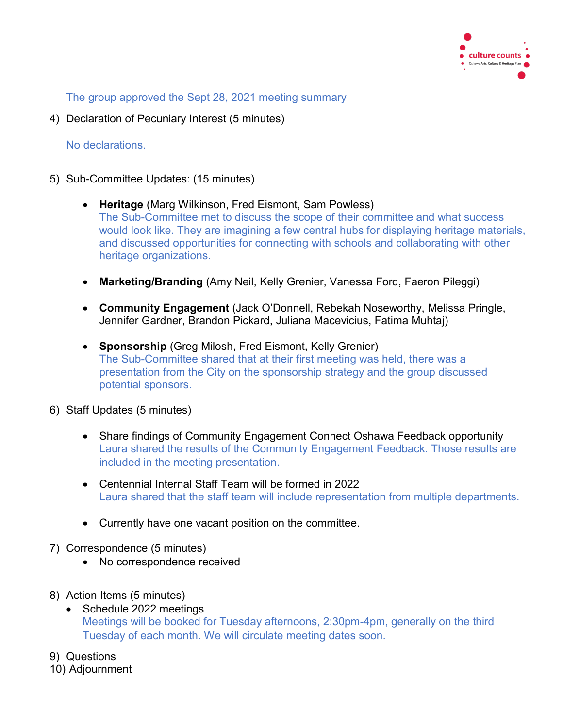The group approved the Sept 28, 2021 meeting summary

4) Declaration of Pecuniary Interest (5 minutes)

   No declarations.

5) Sub-Committee Updates: (15 minutes)

   - **Heritage** (Marg Wilkinson, Fred Eismont, Sam Powless)
     The Sub-Committee met to discuss the scope of their committee and what success would look like. They are imagining a few central hubs for displaying heritage materials, and discussed opportunities for connecting with schools and collaborating with other heritage organizations.

   - **Marketing/Branding** (Amy Neil, Kelly Grenier, Vanessa Ford, Faeron Pileggi)

   - **Community Engagement** (Jack O'Donnell, Rebekah Noseworthy, Melissa Pringle, Jennifer Gardner, Brandon Pickard, Juliana Macevicius, Fatima Muhtaj)

   - **Sponsorship** (Greg Milosh, Fred Eismont, Kelly Grenier)
     The Sub-Committee shared that at their first meeting was held, there was a presentation from the City on the sponsorship strategy and the group discussed potential sponsors.

6) Staff Updates (5 minutes)

   - Share findings of Community Engagement Connect Oshawa Feedback opportunity
     Laura shared the results of the Community Engagement Feedback. Those results are included in the meeting presentation.

   - Centennial Internal Staff Team will be formed in 2022
     Laura shared that the staff team will include representation from multiple departments.

   - Currently have one vacant position on the committee.

7) Correspondence (5 minutes)
   - No correspondence received

8) Action Items (5 minutes)
   - Schedule 2022 meetings
     Meetings will be booked for Tuesday afternoons, 2:30pm-4pm, generally on the third Tuesday of each month. We will circulate meeting dates soon.

9) Questions

10) Adjournment